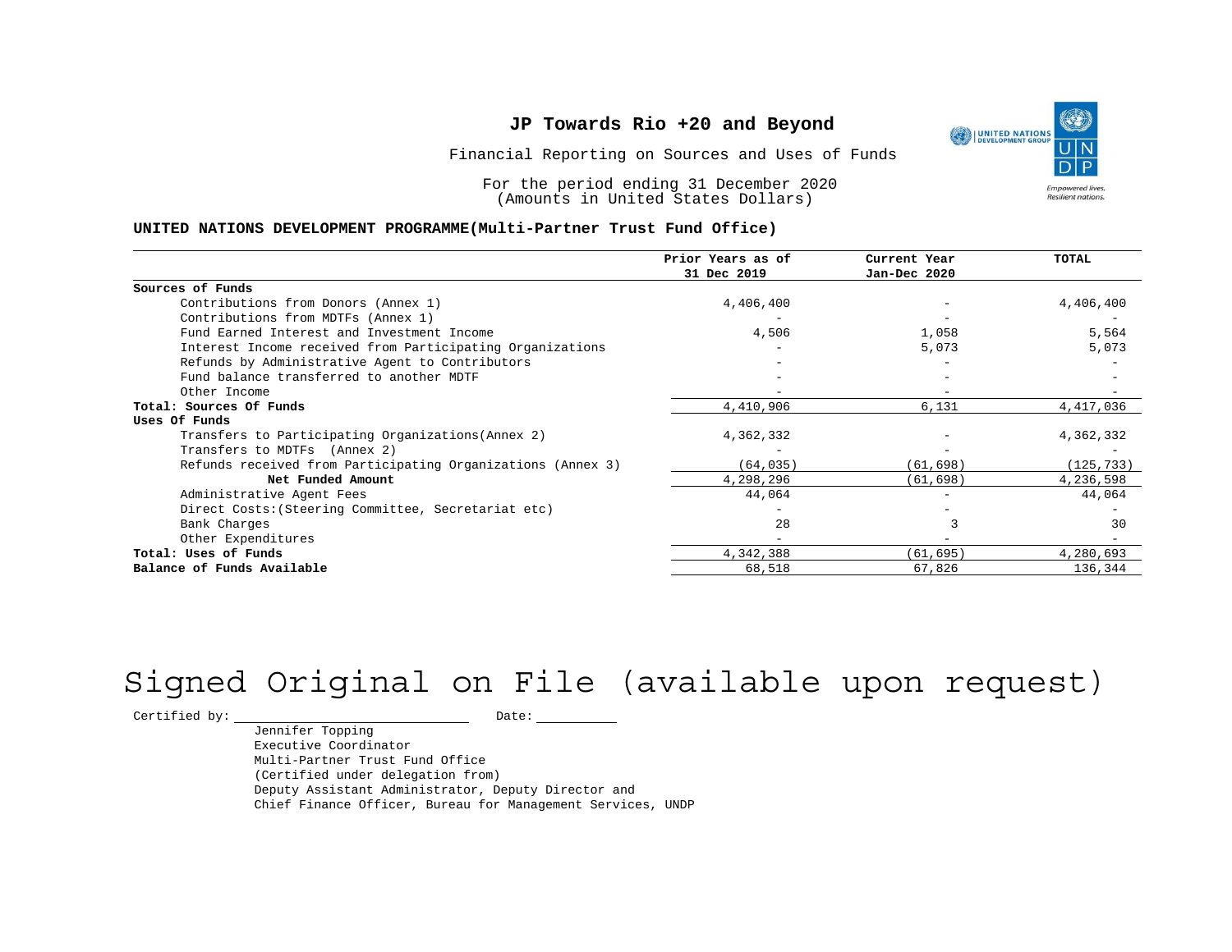# JP Towards Rio +20 and Beyond

Financial Reporting on Sources and Uses of Funds

For the period ending 31 December 2020
(Amounts in United States Dollars)

**UNITED NATIONS DEVELOPMENT PROGRAMME(Multi-Partner Trust Fund Office)**

| | Prior Years as of 31 Dec 2019 | Current Year Jan-Dec 2020 | TOTAL |
|---|---|---|---|
| **Sources of Funds** | | | |
| Contributions from Donors (Annex 1) | 4,406,400 | - | 4,406,400 |
| Contributions from MDTFs (Annex 1) | - | - | - |
| Fund Earned Interest and Investment Income | 4,506 | 1,058 | 5,564 |
| Interest Income received from Participating Organizations | - | 5,073 | 5,073 |
| Refunds by Administrative Agent to Contributors | - | - | - |
| Fund balance transferred to another MDTF | - | - | - |
| Other Income | - | - | - |
| **Total: Sources Of Funds** | 4,410,906 | 6,131 | 4,417,036 |
| **Uses Of Funds** | | | |
| Transfers to Participating Organizations(Annex 2) | 4,362,332 | - | 4,362,332 |
| Transfers to MDTFs (Annex 2) | - | - | - |
| Refunds received from Participating Organizations (Annex 3) | (64,035) | (61,698) | (125,733) |
| **Net Funded Amount** | 4,298,296 | (61,698) | 4,236,598 |
| Administrative Agent Fees | 44,064 | - | 44,064 |
| Direct Costs:(Steering Committee, Secretariat etc) | - | - | - |
| Bank Charges | 28 | 3 | 30 |
| Other Expenditures | - | - | - |
| **Total: Uses of Funds** | 4,342,388 | (61,695) | 4,280,693 |
| **Balance of Funds Available** | 68,518 | 67,826 | 136,344 |

Signed Original on File (available upon request)

Certified by: ______________________ Date: __________

Jennifer Topping
Executive Coordinator
Multi-Partner Trust Fund Office
(Certified under delegation from)
Deputy Assistant Administrator, Deputy Director and
Chief Finance Officer, Bureau for Management Services, UNDP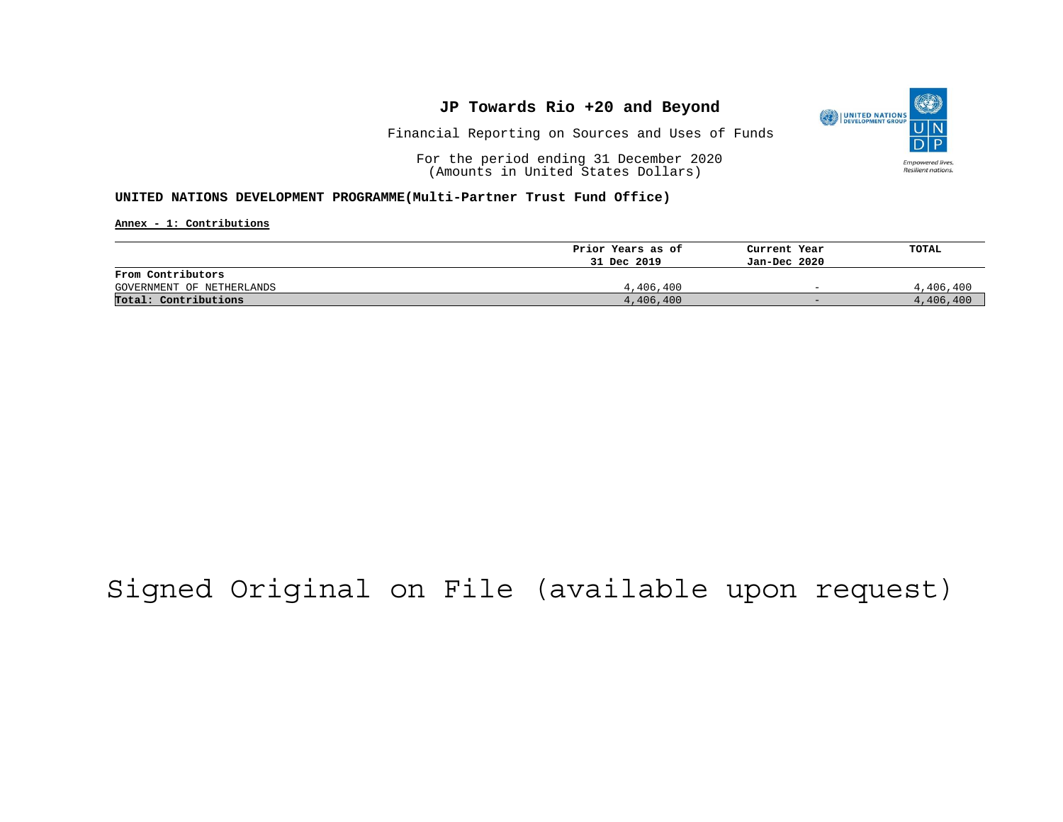# JP Towards Rio +20 and Beyond

Financial Reporting on Sources and Uses of Funds

For the period ending 31 December 2020
(Amounts in United States Dollars)

**UNITED NATIONS DEVELOPMENT PROGRAMME(Multi-Partner Trust Fund Office)**

**Annex - 1: Contributions**

| | Prior Years as of 31 Dec 2019 | Current Year Jan-Dec 2020 | TOTAL |
|---|---|---|---|
| **From Contributors** | | | |
| GOVERNMENT OF NETHERLANDS | 4,406,400 | - | 4,406,400 |
| **Total: Contributions** | 4,406,400 | - | 4,406,400 |

Signed Original on File (available upon request)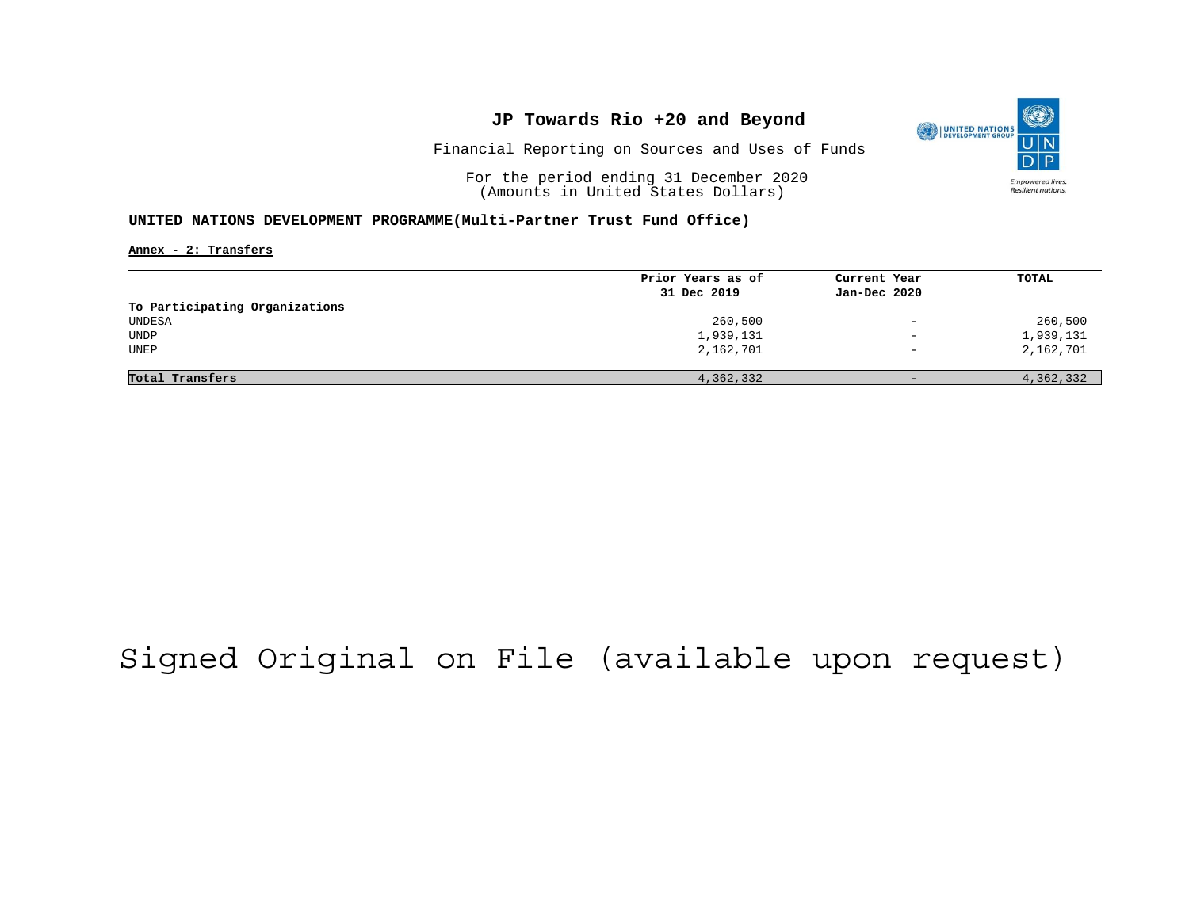# JP Towards Rio +20 and Beyond

Financial Reporting on Sources and Uses of Funds

For the period ending 31 December 2020
(Amounts in United States Dollars)

**UNITED NATIONS DEVELOPMENT PROGRAMME(Multi-Partner Trust Fund Office)**

**Annex - 2: Transfers**

| | Prior Years as of 31 Dec 2019 | Current Year Jan-Dec 2020 | TOTAL |
|---|---|---|---|
| **To Participating Organizations** | | | |
| UNDESA | 260,500 | - | 260,500 |
| UNDP | 1,939,131 | - | 1,939,131 |
| UNEP | 2,162,701 | - | 2,162,701 |
| **Total Transfers** | 4,362,332 | - | 4,362,332 |

Signed Original on File (available upon request)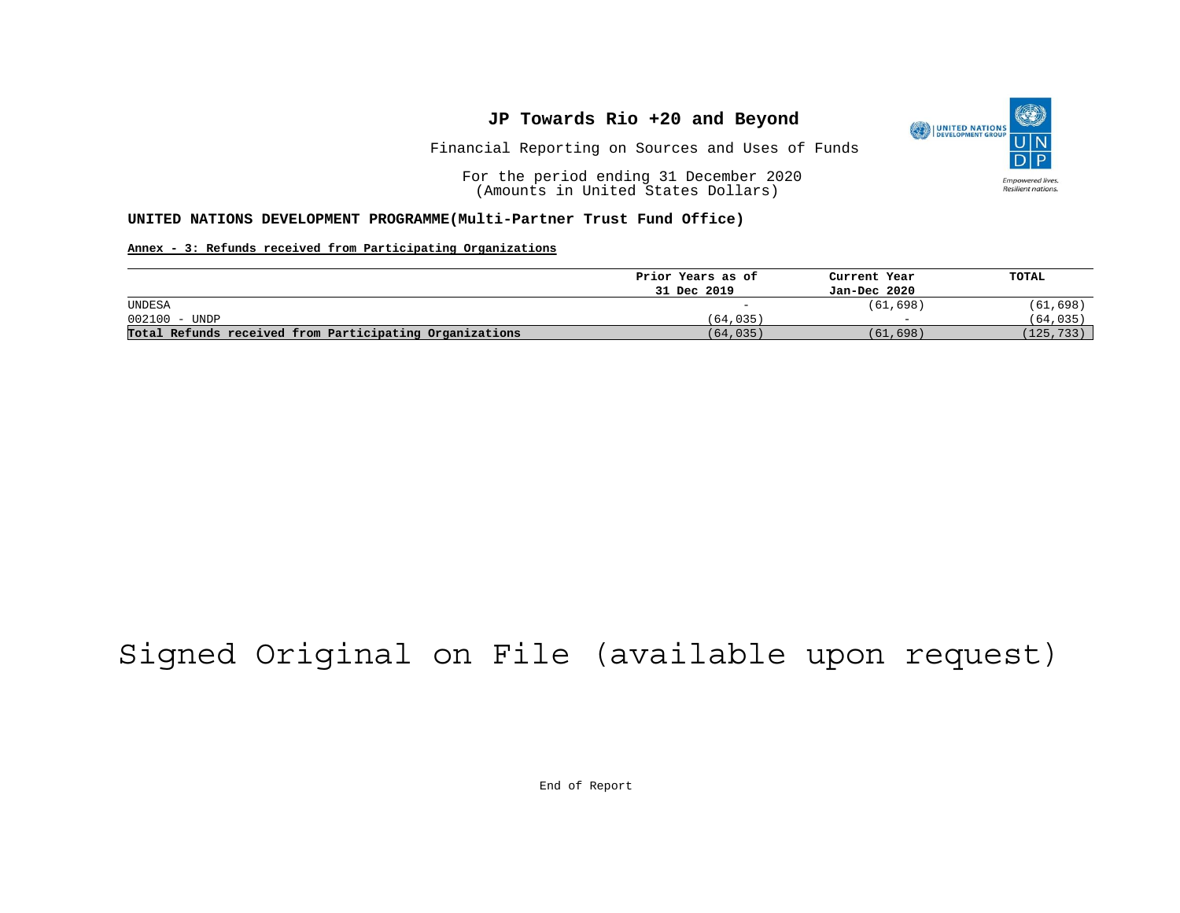# JP Towards Rio +20 and Beyond

Financial Reporting on Sources and Uses of Funds

For the period ending 31 December 2020
(Amounts in United States Dollars)

**UNITED NATIONS DEVELOPMENT PROGRAMME(Multi-Partner Trust Fund Office)**

**Annex - 3: Refunds received from Participating Organizations**

| | Prior Years as of 31 Dec 2019 | Current Year Jan-Dec 2020 | TOTAL |
|---|---|---|---|
| UNDESA | - | (61,698) | (61,698) |
| 002100 - UNDP | (64,035) | - | (64,035) |
| **Total Refunds received from Participating Organizations** | (64,035) | (61,698) | (125,733) |

Signed Original on File (available upon request)

End of Report